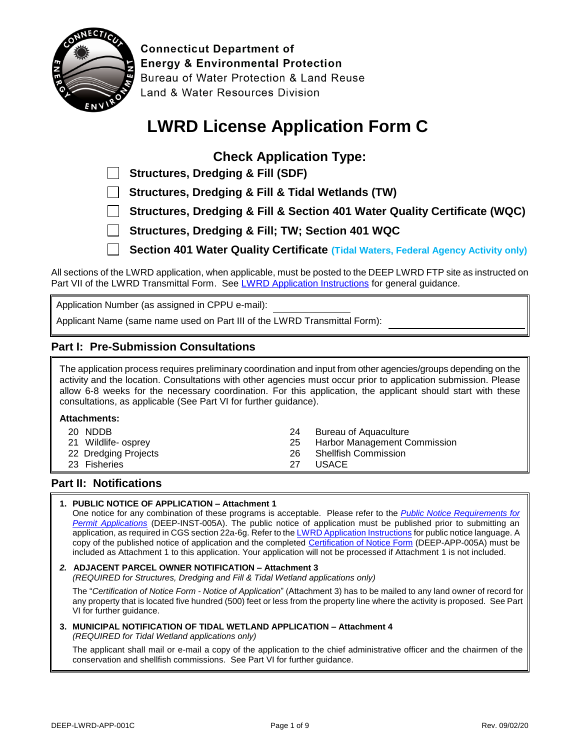Connecticut Department of
Energy & Environmental Protection
Bureau of Water Protection & Land Reuse
Land & Water Resources Division

# LWRD License Application Form C

## Check Application Type:

- ☐ **Structures, Dredging & Fill (SDF)**
- ☐ **Structures, Dredging & Fill & Tidal Wetlands (TW)**
- ☐ **Structures, Dredging & Fill & Section 401 Water Quality Certificate (WQC)**
- ☐ **Structures, Dredging & Fill; TW; Section 401 WQC**
- ☐ **Section 401 Water Quality Certificate** **(Tidal Waters, Federal Agency Activity only)**

All sections of the LWRD application, when applicable, must be posted to the DEEP LWRD FTP site as instructed on Part VII of the LWRD Transmittal Form. See LWRD Application Instructions for general guidance.

Application Number (as assigned in CPPU e-mail): ____________

Applicant Name (same name used on Part III of the LWRD Transmittal Form): ____________

## Part I: Pre-Submission Consultations

The application process requires preliminary coordination and input from other agencies/groups depending on the activity and the location. Consultations with other agencies must occur prior to application submission. Please allow 6-8 weeks for the necessary coordination. For this application, the applicant should start with these consultations, as applicable (See Part VI for further guidance).

**Attachments:**

- 20 NDDB
- 21 Wildlife- osprey
- 22 Dredging Projects
- 23 Fisheries
- 24 Bureau of Aquaculture
- 25 Harbor Management Commission
- 26 Shellfish Commission
- 27 USACE

## Part II: Notifications

1. **PUBLIC NOTICE OF APPLICATION – Attachment 1**
   One notice for any combination of these programs is acceptable. Please refer to the *Public Notice Requirements for Permit Applications* (DEEP-INST-005A). The public notice of application must be published prior to submitting an application, as required in CGS section 22a-6g. Refer to the LWRD Application Instructions for public notice language. A copy of the published notice of application and the completed Certification of Notice Form (DEEP-APP-005A) must be included as Attachment 1 to this application. Your application will not be processed if Attachment 1 is not included.

2. **ADJACENT PARCEL OWNER NOTIFICATION – Attachment 3**
   *(REQUIRED for Structures, Dredging and Fill & Tidal Wetland applications only)*

   The "*Certification of Notice Form - Notice of Application*" (Attachment 3) has to be mailed to any land owner of record for any property that is located five hundred (500) feet or less from the property line where the activity is proposed. See Part VI for further guidance.

3. **MUNICIPAL NOTIFICATION OF TIDAL WETLAND APPLICATION – Attachment 4**
   *(REQUIRED for Tidal Wetland applications only)*

   The applicant shall mail or e-mail a copy of the application to the chief administrative officer and the chairmen of the conservation and shellfish commissions. See Part VI for further guidance.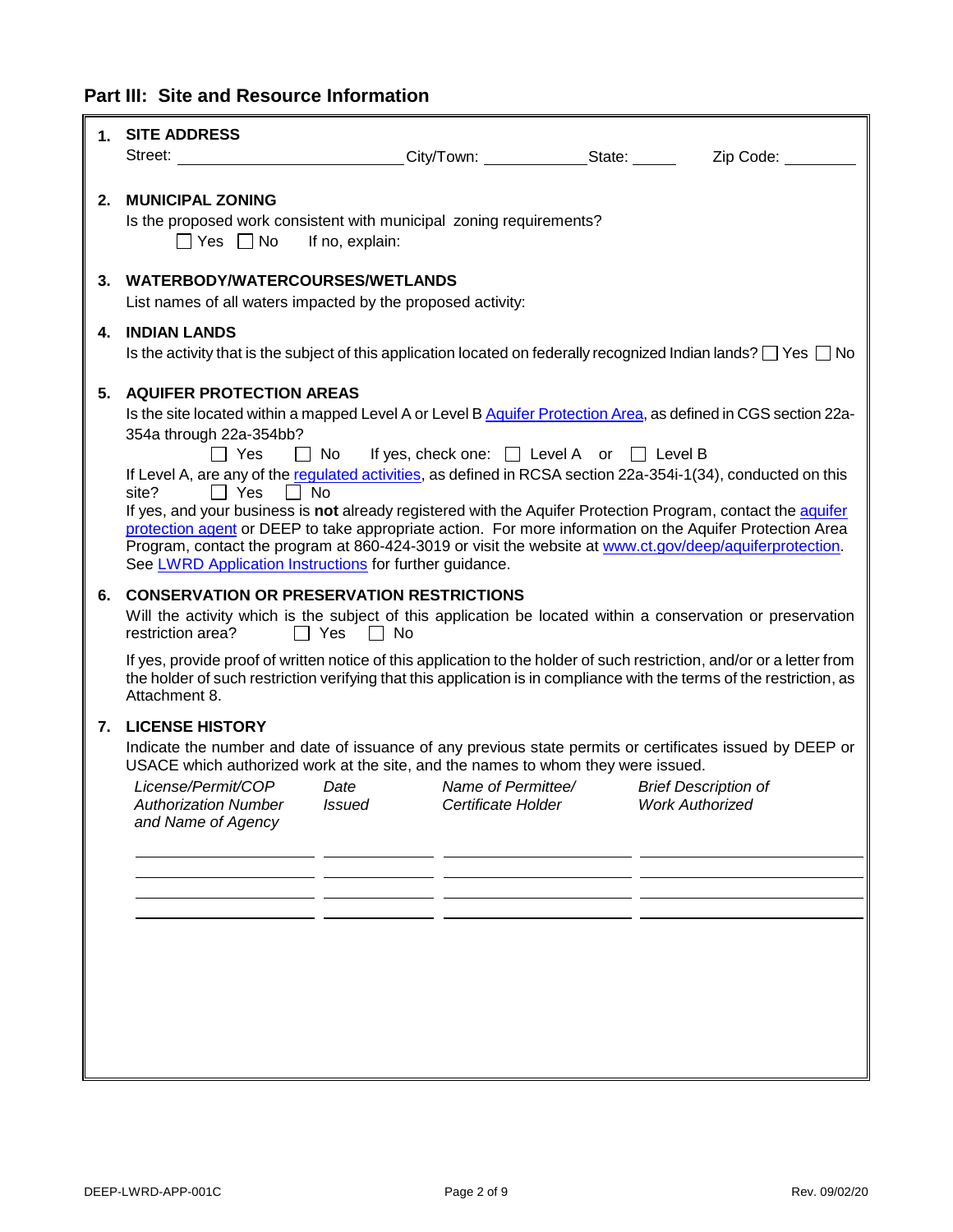## Part III: Site and Resource Information

**1. SITE ADDRESS**

Street: ______________________ City/Town: ____________ State: _____ Zip Code: ________

**2. MUNICIPAL ZONING**

Is the proposed work consistent with municipal zoning requirements?

☐ Yes ☐ No If no, explain:

**3. WATERBODY/WATERCOURSES/WETLANDS**

List names of all waters impacted by the proposed activity:

**4. INDIAN LANDS**

Is the activity that is the subject of this application located on federally recognized Indian lands? ☐ Yes ☐ No

**5. AQUIFER PROTECTION AREAS**

Is the site located within a mapped Level A or Level B Aquifer Protection Area, as defined in CGS section 22a-354a through 22a-354bb?

☐ Yes ☐ No If yes, check one: ☐ Level A or ☐ Level B

If Level A, are any of the regulated activities, as defined in RCSA section 22a-354i-1(34), conducted on this site? ☐ Yes ☐ No

If yes, and your business is **not** already registered with the Aquifer Protection Program, contact the aquifer protection agent or DEEP to take appropriate action. For more information on the Aquifer Protection Area Program, contact the program at 860-424-3019 or visit the website at www.ct.gov/deep/aquiferprotection. See LWRD Application Instructions for further guidance.

**6. CONSERVATION OR PRESERVATION RESTRICTIONS**

Will the activity which is the subject of this application be located within a conservation or preservation restriction area? ☐ Yes ☐ No

If yes, provide proof of written notice of this application to the holder of such restriction, and/or or a letter from the holder of such restriction verifying that this application is in compliance with the terms of the restriction, as Attachment 8.

**7. LICENSE HISTORY**

Indicate the number and date of issuance of any previous state permits or certificates issued by DEEP or USACE which authorized work at the site, and the names to whom they were issued.

| *License/Permit/COP Authorization Number and Name of Agency* | *Date Issued* | *Name of Permittee/ Certificate Holder* | *Brief Description of Work Authorized* |
|---|---|---|---|
| | | | |
| | | | |
| | | | |
| | | | |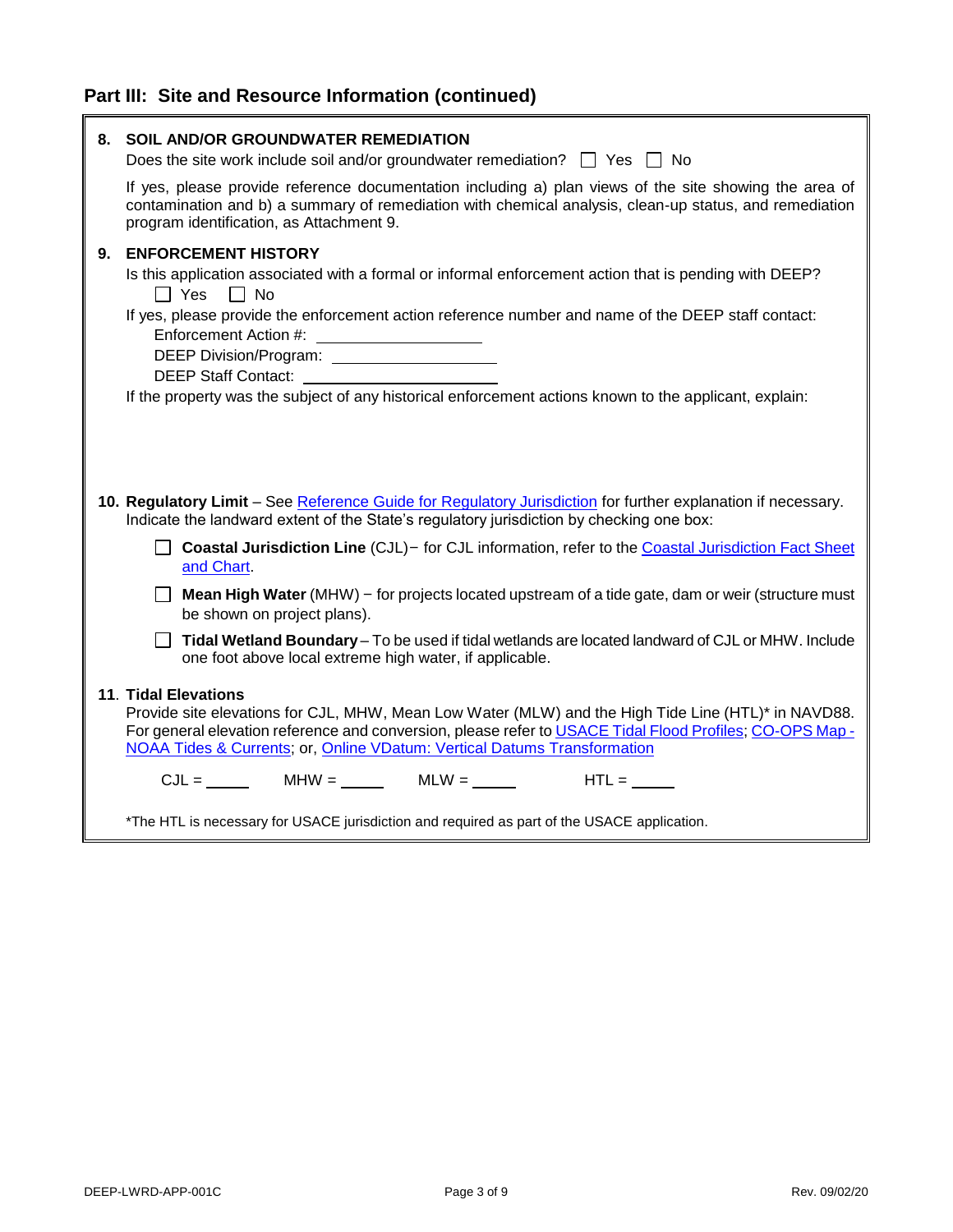## Part III: Site and Resource Information (continued)

**8. SOIL AND/OR GROUNDWATER REMEDIATION**

Does the site work include soil and/or groundwater remediation? ☐ Yes ☐ No

If yes, please provide reference documentation including a) plan views of the site showing the area of contamination and b) a summary of remediation with chemical analysis, clean-up status, and remediation program identification, as Attachment 9.

**9. ENFORCEMENT HISTORY**

Is this application associated with a formal or informal enforcement action that is pending with DEEP?

☐ Yes ☐ No

If yes, please provide the enforcement action reference number and name of the DEEP staff contact:

Enforcement Action #: ____________________

DEEP Division/Program: ____________________

DEEP Staff Contact: ____________________

If the property was the subject of any historical enforcement actions known to the applicant, explain:

**10. Regulatory Limit** – See Reference Guide for Regulatory Jurisdiction for further explanation if necessary. Indicate the landward extent of the State's regulatory jurisdiction by checking one box:

☐ **Coastal Jurisdiction Line** (CJL) – for CJL information, refer to the Coastal Jurisdiction Fact Sheet and Chart.

☐ **Mean High Water** (MHW) – for projects located upstream of a tide gate, dam or weir (structure must be shown on project plans).

☐ **Tidal Wetland Boundary** – To be used if tidal wetlands are located landward of CJL or MHW. Include one foot above local extreme high water, if applicable.

**11. Tidal Elevations**

Provide site elevations for CJL, MHW, Mean Low Water (MLW) and the High Tide Line (HTL)* in NAVD88. For general elevation reference and conversion, please refer to USACE Tidal Flood Profiles; CO-OPS Map - NOAA Tides & Currents; or, Online VDatum: Vertical Datums Transformation

CJL = _____ MHW = _____ MLW = _____ HTL = _____

*The HTL is necessary for USACE jurisdiction and required as part of the USACE application.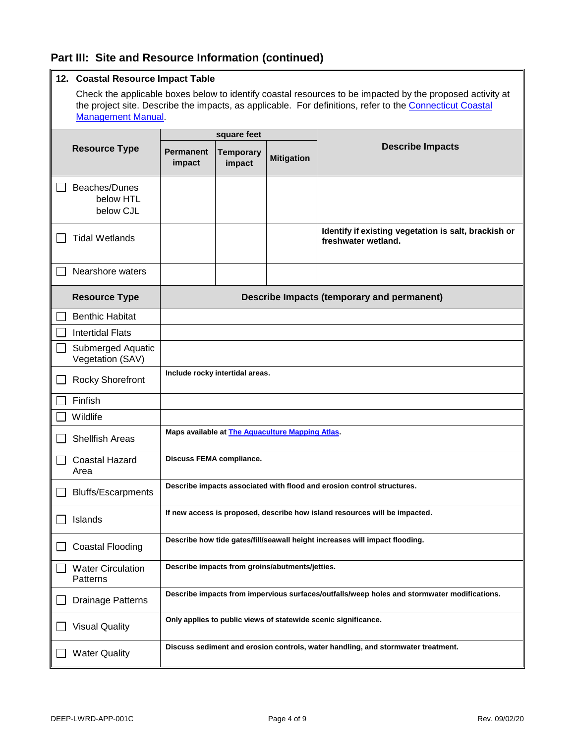## Part III: Site and Resource Information (continued)

**12. Coastal Resource Impact Table**

Check the applicable boxes below to identify coastal resources to be impacted by the proposed activity at the project site. Describe the impacts, as applicable. For definitions, refer to the Connecticut Coastal Management Manual.

| Resource Type | square feet | | | Describe Impacts |
|---|---|---|---|---|
| | Permanent impact | Temporary impact | Mitigation | |
| ☐ Beaches/Dunes below HTL below CJL | | | | |
| ☐ Tidal Wetlands | | | | **Identify if existing vegetation is salt, brackish or freshwater wetland.** |
| ☐ Nearshore waters | | | | |

| Resource Type | Describe Impacts (temporary and permanent) |
|---|---|
| ☐ Benthic Habitat | |
| ☐ Intertidal Flats | |
| ☐ Submerged Aquatic Vegetation (SAV) | |
| ☐ Rocky Shorefront | **Include rocky intertidal areas.** |
| ☐ Finfish | |
| ☐ Wildlife | |
| ☐ Shellfish Areas | **Maps available at The Aquaculture Mapping Atlas.** |
| ☐ Coastal Hazard Area | **Discuss FEMA compliance.** |
| ☐ Bluffs/Escarpments | **Describe impacts associated with flood and erosion control structures.** |
| ☐ Islands | **If new access is proposed, describe how island resources will be impacted.** |
| ☐ Coastal Flooding | **Describe how tide gates/fill/seawall height increases will impact flooding.** |
| ☐ Water Circulation Patterns | **Describe impacts from groins/abutments/jetties.** |
| ☐ Drainage Patterns | **Describe impacts from impervious surfaces/outfalls/weep holes and stormwater modifications.** |
| ☐ Visual Quality | **Only applies to public views of statewide scenic significance.** |
| ☐ Water Quality | **Discuss sediment and erosion controls, water handling, and stormwater treatment.** |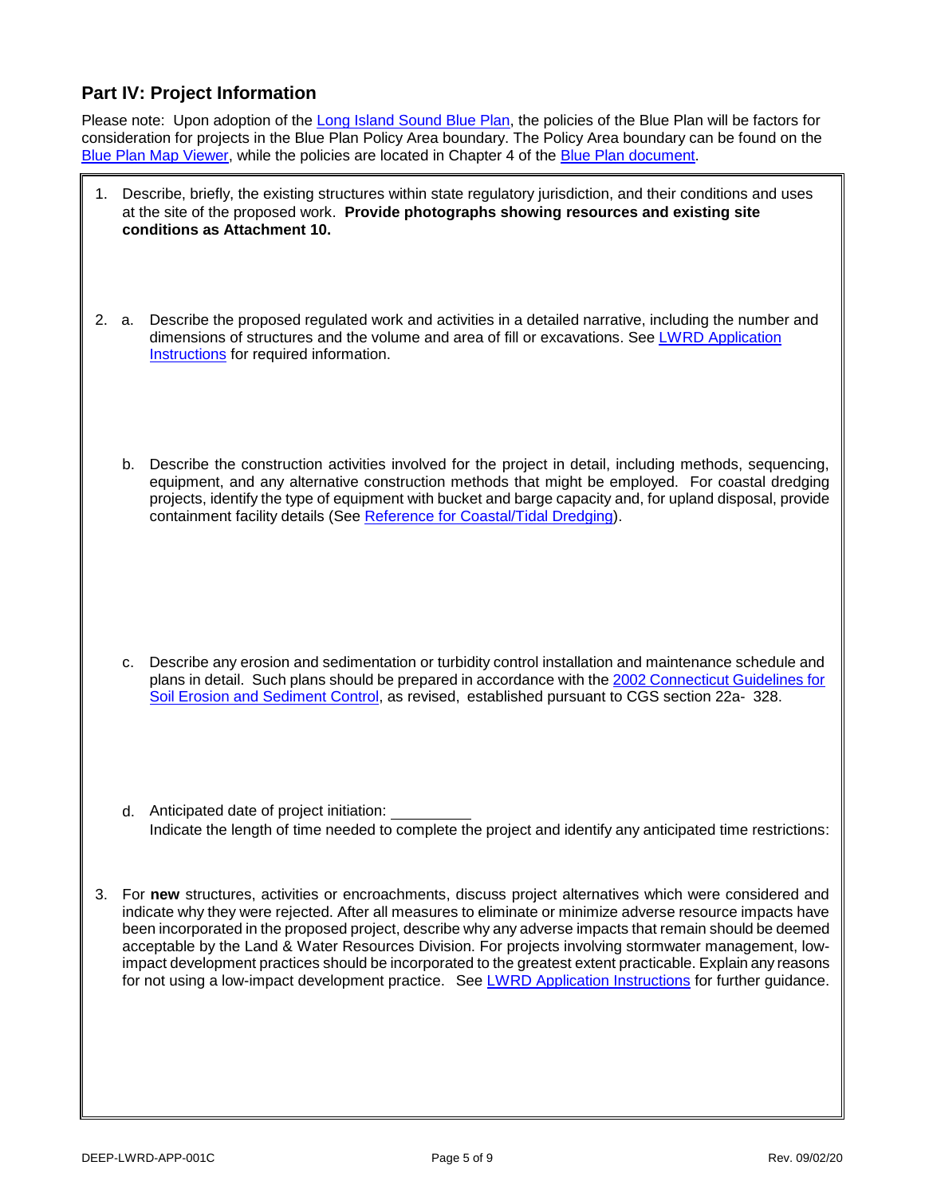## Part IV: Project Information

Please note: Upon adoption of the Long Island Sound Blue Plan, the policies of the Blue Plan will be factors for consideration for projects in the Blue Plan Policy Area boundary. The Policy Area boundary can be found on the Blue Plan Map Viewer, while the policies are located in Chapter 4 of the Blue Plan document.

1. Describe, briefly, the existing structures within state regulatory jurisdiction, and their conditions and uses at the site of the proposed work. **Provide photographs showing resources and existing site conditions as Attachment 10.**

2. a. Describe the proposed regulated work and activities in a detailed narrative, including the number and dimensions of structures and the volume and area of fill or excavations. See LWRD Application Instructions for required information.

   b. Describe the construction activities involved for the project in detail, including methods, sequencing, equipment, and any alternative construction methods that might be employed. For coastal dredging projects, identify the type of equipment with bucket and barge capacity and, for upland disposal, provide containment facility details (See Reference for Coastal/Tidal Dredging).

   c. Describe any erosion and sedimentation or turbidity control installation and maintenance schedule and plans in detail. Such plans should be prepared in accordance with the 2002 Connecticut Guidelines for Soil Erosion and Sediment Control, as revised, established pursuant to CGS section 22a- 328.

   d. Anticipated date of project initiation: __________
   Indicate the length of time needed to complete the project and identify any anticipated time restrictions:

3. For **new** structures, activities or encroachments, discuss project alternatives which were considered and indicate why they were rejected. After all measures to eliminate or minimize adverse resource impacts have been incorporated in the proposed project, describe why any adverse impacts that remain should be deemed acceptable by the Land & Water Resources Division. For projects involving stormwater management, low-impact development practices should be incorporated to the greatest extent practicable. Explain any reasons for not using a low-impact development practice. See LWRD Application Instructions for further guidance.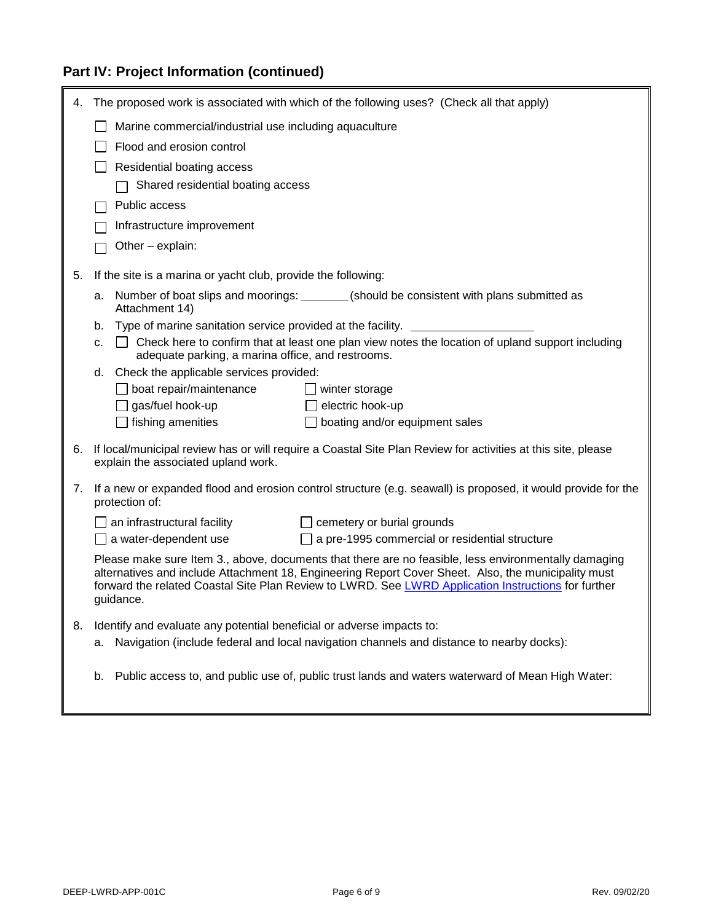## Part IV: Project Information (continued)

4. The proposed work is associated with which of the following uses? (Check all that apply)

   - ☐ Marine commercial/industrial use including aquaculture
   - ☐ Flood and erosion control
   - ☐ Residential boating access
     - ☐ Shared residential boating access
   - ☐ Public access
   - ☐ Infrastructure improvement
   - ☐ Other – explain:

5. If the site is a marina or yacht club, provide the following:

   a. Number of boat slips and moorings: ________ (should be consistent with plans submitted as Attachment 14)

   b. Type of marine sanitation service provided at the facility. ____________________

   c. ☐ Check here to confirm that at least one plan view notes the location of upland support including adequate parking, a marina office, and restrooms.

   d. Check the applicable services provided:

      - ☐ boat repair/maintenance
      - ☐ winter storage
      - ☐ gas/fuel hook-up
      - ☐ electric hook-up
      - ☐ fishing amenities
      - ☐ boating and/or equipment sales

6. If local/municipal review has or will require a Coastal Site Plan Review for activities at this site, please explain the associated upland work.

7. If a new or expanded flood and erosion control structure (e.g. seawall) is proposed, it would provide for the protection of:

   - ☐ an infrastructural facility
   - ☐ cemetery or burial grounds
   - ☐ a water-dependent use
   - ☐ a pre-1995 commercial or residential structure

   Please make sure Item 3., above, documents that there are no feasible, less environmentally damaging alternatives and include Attachment 18, Engineering Report Cover Sheet. Also, the municipality must forward the related Coastal Site Plan Review to LWRD. See LWRD Application Instructions for further guidance.

8. Identify and evaluate any potential beneficial or adverse impacts to:

   a. Navigation (include federal and local navigation channels and distance to nearby docks):

   b. Public access to, and public use of, public trust lands and waters waterward of Mean High Water: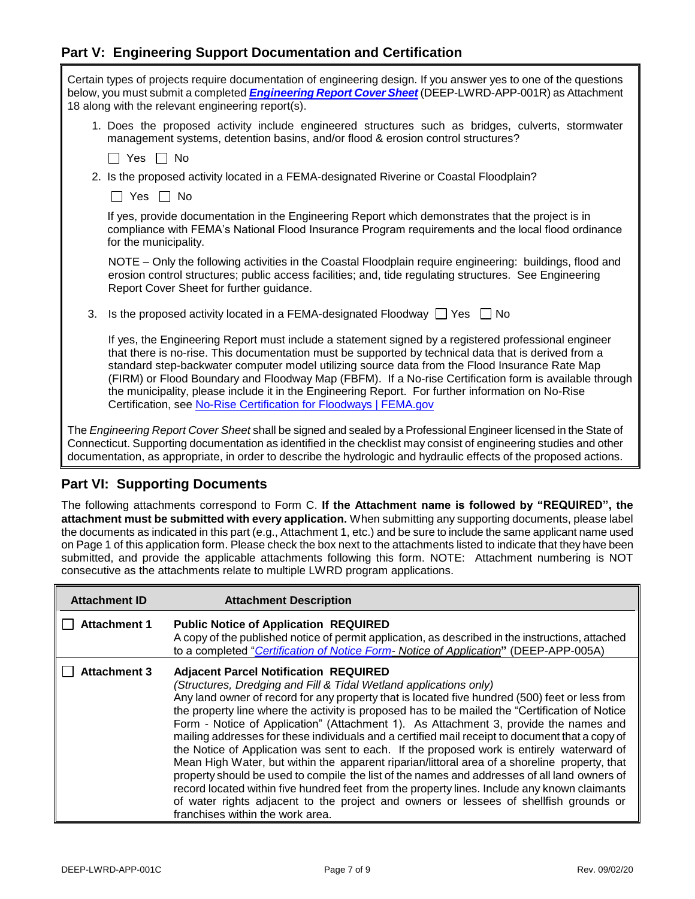## Part V: Engineering Support Documentation and Certification

Certain types of projects require documentation of engineering design. If you answer yes to one of the questions below, you must submit a completed ***Engineering Report Cover Sheet*** (DEEP-LWRD-APP-001R) as Attachment 18 along with the relevant engineering report(s).

1. Does the proposed activity include engineered structures such as bridges, culverts, stormwater management systems, detention basins, and/or flood & erosion control structures?

   ☐ Yes ☐ No

2. Is the proposed activity located in a FEMA-designated Riverine or Coastal Floodplain?

   ☐ Yes ☐ No

   If yes, provide documentation in the Engineering Report which demonstrates that the project is in compliance with FEMA's National Flood Insurance Program requirements and the local flood ordinance for the municipality.

   NOTE – Only the following activities in the Coastal Floodplain require engineering: buildings, flood and erosion control structures; public access facilities; and, tide regulating structures. See Engineering Report Cover Sheet for further guidance.

3. Is the proposed activity located in a FEMA-designated Floodway ☐ Yes ☐ No

   If yes, the Engineering Report must include a statement signed by a registered professional engineer that there is no-rise. This documentation must be supported by technical data that is derived from a standard step-backwater computer model utilizing source data from the Flood Insurance Rate Map (FIRM) or Flood Boundary and Floodway Map (FBFM). If a No-rise Certification form is available through the municipality, please include it in the Engineering Report. For further information on No-Rise Certification, see No-Rise Certification for Floodways | FEMA.gov

The *Engineering Report Cover Sheet* shall be signed and sealed by a Professional Engineer licensed in the State of Connecticut. Supporting documentation as identified in the checklist may consist of engineering studies and other documentation, as appropriate, in order to describe the hydrologic and hydraulic effects of the proposed actions.

## Part VI: Supporting Documents

The following attachments correspond to Form C. **If the Attachment name is followed by "REQUIRED", the attachment must be submitted with every application.** When submitting any supporting documents, please label the documents as indicated in this part (e.g., Attachment 1, etc.) and be sure to include the same applicant name used on Page 1 of this application form. Please check the box next to the attachments listed to indicate that they have been submitted, and provide the applicable attachments following this form. NOTE: Attachment numbering is NOT consecutive as the attachments relate to multiple LWRD program applications.

| Attachment ID | Attachment Description |
|---|---|
| ☐ **Attachment 1** | **Public Notice of Application REQUIRED**<br>A copy of the published notice of permit application, as described in the instructions, attached to a completed "*Certification of Notice Form- Notice of Application*" (DEEP-APP-005A) |
| ☐ **Attachment 3** | **Adjacent Parcel Notification REQUIRED**<br>*(Structures, Dredging and Fill & Tidal Wetland applications only)*<br>Any land owner of record for any property that is located five hundred (500) feet or less from the property line where the activity is proposed has to be mailed the "Certification of Notice Form - Notice of Application" (Attachment 1). As Attachment 3, provide the names and mailing addresses for these individuals and a certified mail receipt to document that a copy of the Notice of Application was sent to each. If the proposed work is entirely waterward of Mean High Water, but within the apparent riparian/littoral area of a shoreline property, that property should be used to compile the list of the names and addresses of all land owners of record located within five hundred feet from the property lines. Include any known claimants of water rights adjacent to the project and owners or lessees of shellfish grounds or franchises within the work area. |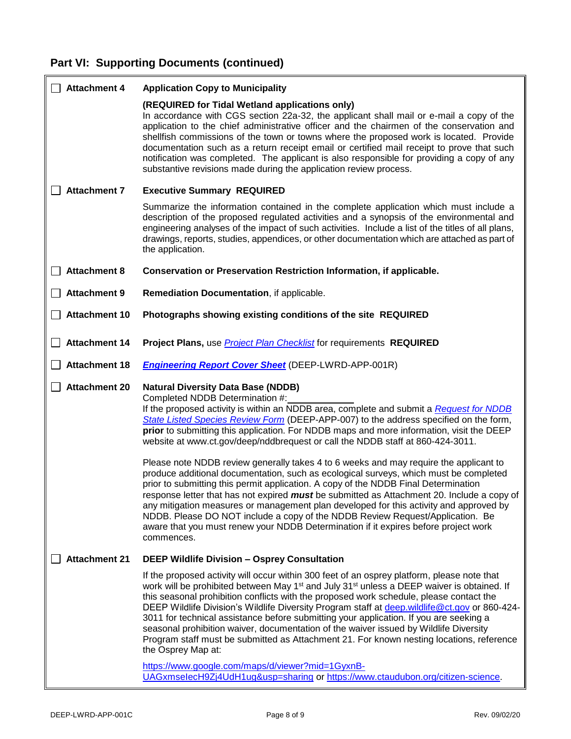## Part VI: Supporting Documents (continued)

| | |
|---|---|
| ☐ **Attachment 4** | **Application Copy to Municipality**<br><br>**(REQUIRED for Tidal Wetland applications only)**<br>In accordance with CGS section 22a-32, the applicant shall mail or e-mail a copy of the application to the chief administrative officer and the chairmen of the conservation and shellfish commissions of the town or towns where the proposed work is located. Provide documentation such as a return receipt email or certified mail receipt to prove that such notification was completed. The applicant is also responsible for providing a copy of any substantive revisions made during the application review process. |
| ☐ **Attachment 7** | **Executive Summary REQUIRED**<br><br>Summarize the information contained in the complete application which must include a description of the proposed regulated activities and a synopsis of the environmental and engineering analyses of the impact of such activities. Include a list of the titles of all plans, drawings, reports, studies, appendices, or other documentation which are attached as part of the application. |
| ☐ **Attachment 8** | **Conservation or Preservation Restriction Information, if applicable.** |
| ☐ **Attachment 9** | **Remediation Documentation**, if applicable. |
| ☐ **Attachment 10** | **Photographs showing existing conditions of the site REQUIRED** |
| ☐ **Attachment 14** | **Project Plans,** use *Project Plan Checklist* for requirements **REQUIRED** |
| ☐ **Attachment 18** | ***Engineering Report Cover Sheet*** (DEEP-LWRD-APP-001R) |
| ☐ **Attachment 20** | **Natural Diversity Data Base (NDDB)**<br>Completed NDDB Determination #:\_\_\_\_\_\_\_\_\_\_\_\_<br>If the proposed activity is within an NDDB area, complete and submit a *Request for NDDB State Listed Species Review Form* (DEEP-APP-007) to the address specified on the form, **prior** to submitting this application. For NDDB maps and more information, visit the DEEP website at www.ct.gov/deep/nddbrequest or call the NDDB staff at 860-424-3011.<br><br>Please note NDDB review generally takes 4 to 6 weeks and may require the applicant to produce additional documentation, such as ecological surveys, which must be completed prior to submitting this permit application. A copy of the NDDB Final Determination response letter that has not expired ***must*** be submitted as Attachment 20. Include a copy of any mitigation measures or management plan developed for this activity and approved by NDDB. Please DO NOT include a copy of the NDDB Review Request/Application. Be aware that you must renew your NDDB Determination if it expires before project work commences. |
| ☐ **Attachment 21** | **DEEP Wildlife Division – Osprey Consultation**<br><br>If the proposed activity will occur within 300 feet of an osprey platform, please note that work will be prohibited between May 1st and July 31st unless a DEEP waiver is obtained. If this seasonal prohibition conflicts with the proposed work schedule, please contact the DEEP Wildlife Division's Wildlife Diversity Program staff at deep.wildlife@ct.gov or 860-424-3011 for technical assistance before submitting your application. If you are seeking a seasonal prohibition waiver, documentation of the waiver issued by Wildlife Diversity Program staff must be submitted as Attachment 21. For known nesting locations, reference the Osprey Map at:<br><br>https://www.google.com/maps/d/viewer?mid=1GyxnB-UAGxmseIecH9Zj4UdH1uq&usp=sharing or https://www.ctaudubon.org/citizen-science. |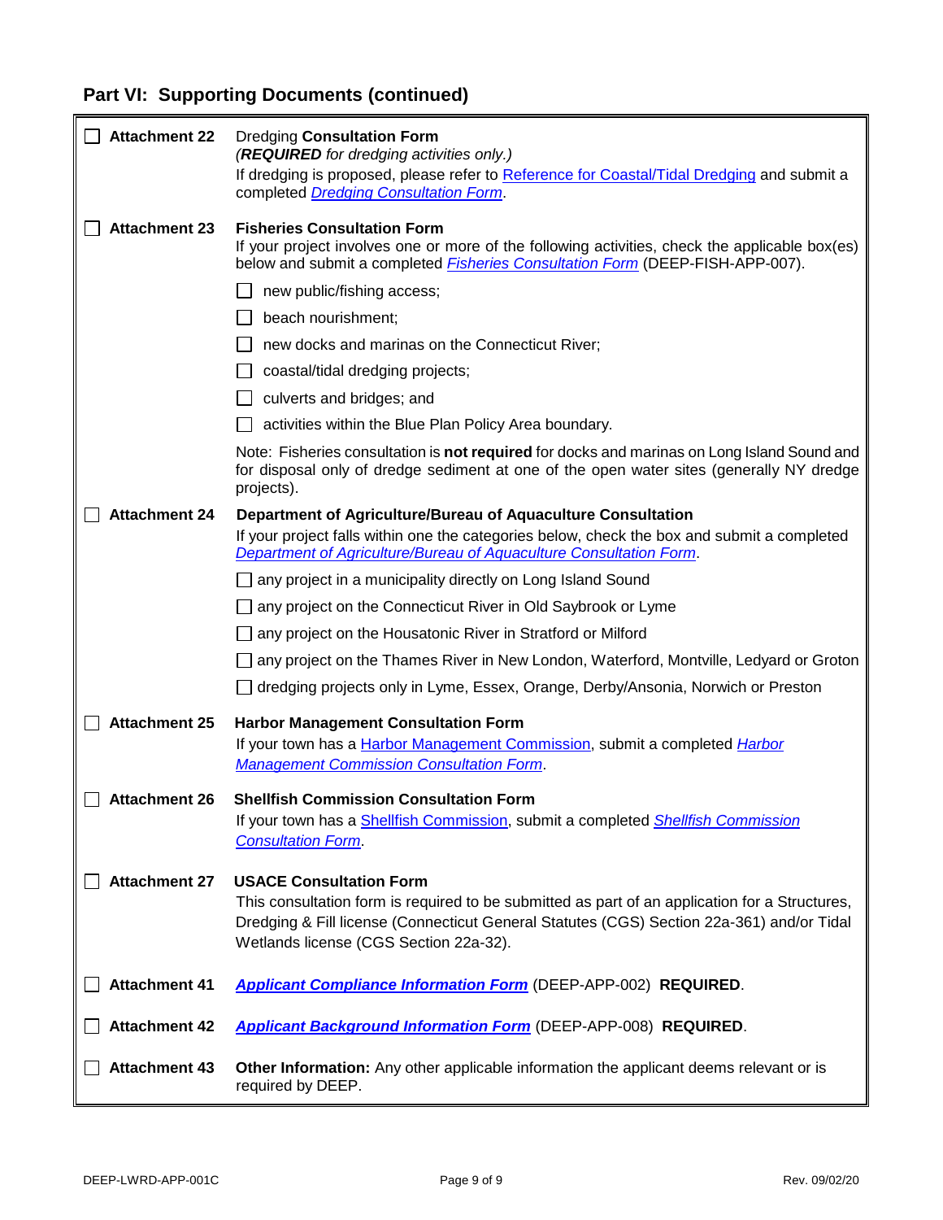## Part VI: Supporting Documents (continued)

| | |
|---|---|
| ☐ **Attachment 22** | Dredging **Consultation Form**<br>(***REQUIRED*** *for dredging activities only.)*<br>If dredging is proposed, please refer to Reference for Coastal/Tidal Dredging and submit a completed *Dredging Consultation Form*. |
| ☐ **Attachment 23** | **Fisheries Consultation Form**<br>If your project involves one or more of the following activities, check the applicable box(es) below and submit a completed *Fisheries Consultation Form* (DEEP-FISH-APP-007).<br>☐ new public/fishing access;<br>☐ beach nourishment;<br>☐ new docks and marinas on the Connecticut River;<br>☐ coastal/tidal dredging projects;<br>☐ culverts and bridges; and<br>☐ activities within the Blue Plan Policy Area boundary.<br>Note: Fisheries consultation is **not required** for docks and marinas on Long Island Sound and for disposal only of dredge sediment at one of the open water sites (generally NY dredge projects). |
| ☐ **Attachment 24** | **Department of Agriculture/Bureau of Aquaculture Consultation**<br>If your project falls within one the categories below, check the box and submit a completed *Department of Agriculture/Bureau of Aquaculture Consultation Form*.<br>☐ any project in a municipality directly on Long Island Sound<br>☐ any project on the Connecticut River in Old Saybrook or Lyme<br>☐ any project on the Housatonic River in Stratford or Milford<br>☐ any project on the Thames River in New London, Waterford, Montville, Ledyard or Groton<br>☐ dredging projects only in Lyme, Essex, Orange, Derby/Ansonia, Norwich or Preston |
| ☐ **Attachment 25** | **Harbor Management Consultation Form**<br>If your town has a Harbor Management Commission, submit a completed *Harbor Management Commission Consultation Form*. |
| ☐ **Attachment 26** | **Shellfish Commission Consultation Form**<br>If your town has a Shellfish Commission, submit a completed *Shellfish Commission Consultation Form*. |
| ☐ **Attachment 27** | **USACE Consultation Form**<br>This consultation form is required to be submitted as part of an application for a Structures, Dredging & Fill license (Connecticut General Statutes (CGS) Section 22a-361) and/or Tidal Wetlands license (CGS Section 22a-32). |
| ☐ **Attachment 41** | ***Applicant Compliance Information Form*** (DEEP-APP-002) **REQUIRED**. |
| ☐ **Attachment 42** | ***Applicant Background Information Form*** (DEEP-APP-008) **REQUIRED**. |
| ☐ **Attachment 43** | **Other Information:** Any other applicable information the applicant deems relevant or is required by DEEP. |